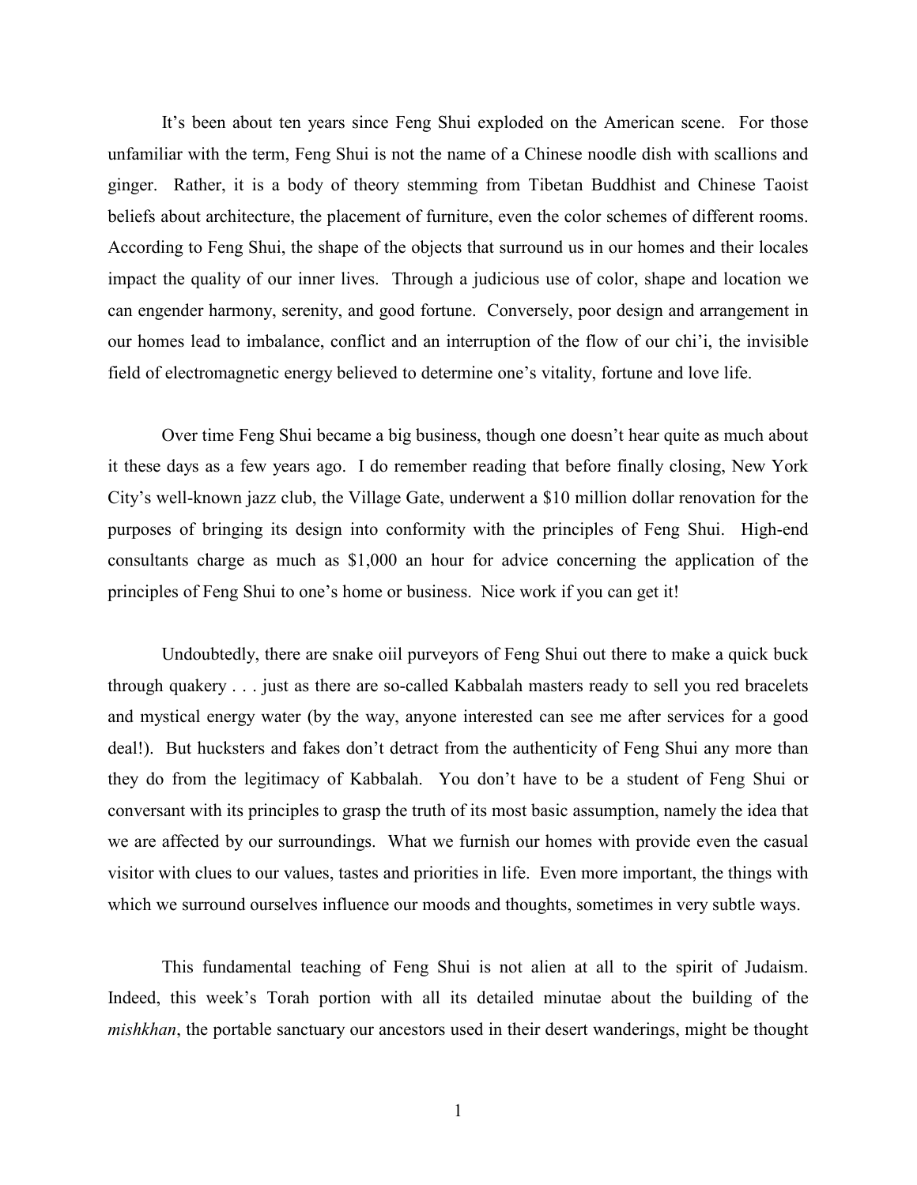It's been about ten years since Feng Shui exploded on the American scene. For those unfamiliar with the term, Feng Shui is not the name of a Chinese noodle dish with scallions and ginger. Rather, it is a body of theory stemming from Tibetan Buddhist and Chinese Taoist beliefs about architecture, the placement of furniture, even the color schemes of different rooms. According to Feng Shui, the shape of the objects that surround us in our homes and their locales impact the quality of our inner lives. Through a judicious use of color, shape and location we can engender harmony, serenity, and good fortune. Conversely, poor design and arrangement in our homes lead to imbalance, conflict and an interruption of the flow of our chi'i, the invisible field of electromagnetic energy believed to determine one's vitality, fortune and love life.

Over time Feng Shui became a big business, though one doesn't hear quite as much about it these days as a few years ago. I do remember reading that before finally closing, New York City's well-known jazz club, the Village Gate, underwent a $10 million dollar renovation for the purposes of bringing its design into conformity with the principles of Feng Shui. High-end consultants charge as much as $1,000 an hour for advice concerning the application of the principles of Feng Shui to one's home or business. Nice work if you can get it!

Undoubtedly, there are snake oiil purveyors of Feng Shui out there to make a quick buck through quakery . . . just as there are so-called Kabbalah masters ready to sell you red bracelets and mystical energy water (by the way, anyone interested can see me after services for a good deal!). But hucksters and fakes don't detract from the authenticity of Feng Shui any more than they do from the legitimacy of Kabbalah. You don't have to be a student of Feng Shui or conversant with its principles to grasp the truth of its most basic assumption, namely the idea that we are affected by our surroundings. What we furnish our homes with provide even the casual visitor with clues to our values, tastes and priorities in life. Even more important, the things with which we surround ourselves influence our moods and thoughts, sometimes in very subtle ways.

This fundamental teaching of Feng Shui is not alien at all to the spirit of Judaism. Indeed, this week's Torah portion with all its detailed minutae about the building of the *mishkhan*, the portable sanctuary our ancestors used in their desert wanderings, might be thought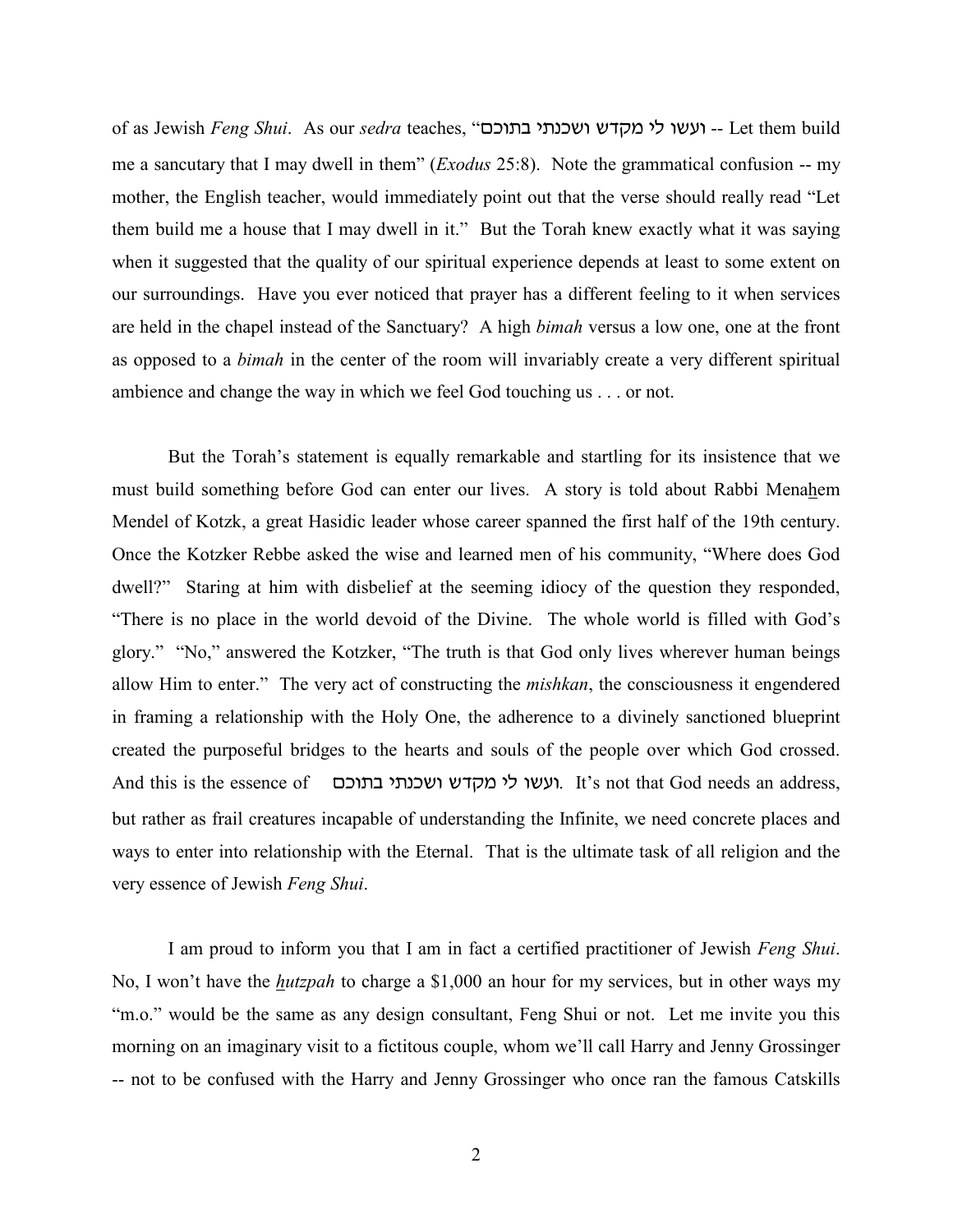of as Jewish *Feng Shui*. As our *sedra* teaches, "ועשו לי מקדש ושכנתי בתוכם -- Let them build me a sancutary that I may dwell in them" (*Exodus* 25:8). Note the grammatical confusion -- my mother, the English teacher, would immediately point out that the verse should really read "Let them build me a house that I may dwell in it." But the Torah knew exactly what it was saying when it suggested that the quality of our spiritual experience depends at least to some extent on our surroundings. Have you ever noticed that prayer has a different feeling to it when services are held in the chapel instead of the Sanctuary? A high *bimah* versus a low one, one at the front as opposed to a *bimah* in the center of the room will invariably create a very different spiritual ambience and change the way in which we feel God touching us . . . or not.

But the Torah's statement is equally remarkable and startling for its insistence that we must build something before God can enter our lives. A story is told about Rabbi Mena<u>h</u>em Mendel of Kotzk, a great Hasidic leader whose career spanned the first half of the 19th century. Once the Kotzker Rebbe asked the wise and learned men of his community, "Where does God dwell?" Staring at him with disbelief at the seeming idiocy of the question they responded, "There is no place in the world devoid of the Divine. The whole world is filled with God's glory." "No," answered the Kotzker, "The truth is that God only lives wherever human beings allow Him to enter." The very act of constructing the *mishkan*, the consciousness it engendered in framing a relationship with the Holy One, the adherence to a divinely sanctioned blueprint created the purposeful bridges to the hearts and souls of the people over which God crossed. And this is the essence of ועשו לי מקדש ושכנתי בתוכם. It's not that God needs an address, but rather as frail creatures incapable of understanding the Infinite, we need concrete places and ways to enter into relationship with the Eternal. That is the ultimate task of all religion and the very essence of Jewish *Feng Shui*.

I am proud to inform you that I am in fact a certified practitioner of Jewish *Feng Shui*. No, I won't have the ***<u>h</u>utzpah*** to charge a $1,000 an hour for my services, but in other ways my "m.o." would be the same as any design consultant, Feng Shui or not. Let me invite you this morning on an imaginary visit to a fictitous couple, whom we'll call Harry and Jenny Grossinger -- not to be confused with the Harry and Jenny Grossinger who once ran the famous Catskills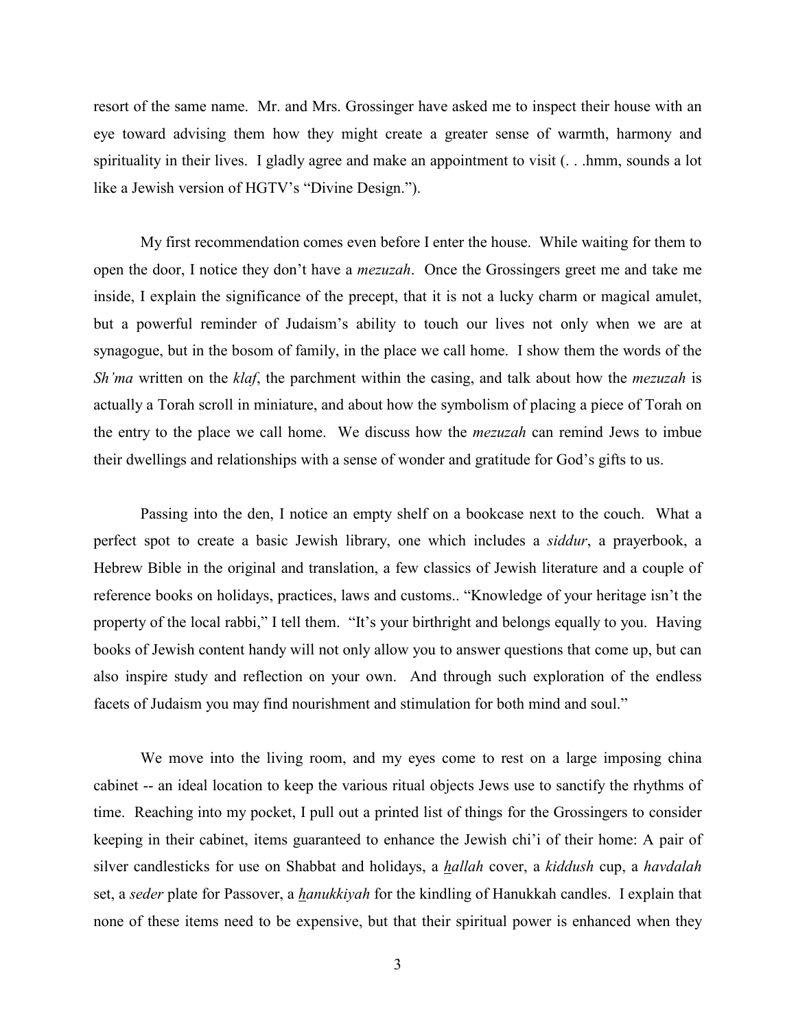resort of the same name. Mr. and Mrs. Grossinger have asked me to inspect their house with an eye toward advising them how they might create a greater sense of warmth, harmony and spirituality in their lives. I gladly agree and make an appointment to visit (. . .hmm, sounds a lot like a Jewish version of HGTV's "Divine Design.").

My first recommendation comes even before I enter the house. While waiting for them to open the door, I notice they don't have a *mezuzah*. Once the Grossingers greet me and take me inside, I explain the significance of the precept, that it is not a lucky charm or magical amulet, but a powerful reminder of Judaism's ability to touch our lives not only when we are at synagogue, but in the bosom of family, in the place we call home. I show them the words of the *Sh'ma* written on the *klaf*, the parchment within the casing, and talk about how the *mezuzah* is actually a Torah scroll in miniature, and about how the symbolism of placing a piece of Torah on the entry to the place we call home. We discuss how the *mezuzah* can remind Jews to imbue their dwellings and relationships with a sense of wonder and gratitude for God's gifts to us.

Passing into the den, I notice an empty shelf on a bookcase next to the couch. What a perfect spot to create a basic Jewish library, one which includes a *siddur*, a prayerbook, a Hebrew Bible in the original and translation, a few classics of Jewish literature and a couple of reference books on holidays, practices, laws and customs.. "Knowledge of your heritage isn't the property of the local rabbi," I tell them. "It's your birthright and belongs equally to you. Having books of Jewish content handy will not only allow you to answer questions that come up, but can also inspire study and reflection on your own. And through such exploration of the endless facets of Judaism you may find nourishment and stimulation for both mind and soul."

We move into the living room, and my eyes come to rest on a large imposing china cabinet -- an ideal location to keep the various ritual objects Jews use to sanctify the rhythms of time. Reaching into my pocket, I pull out a printed list of things for the Grossingers to consider keeping in their cabinet, items guaranteed to enhance the Jewish chi'i of their home: A pair of silver candlesticks for use on Shabbat and holidays, a *hallah* cover, a *kiddush* cup, a *havdalah* set, a *seder* plate for Passover, a *hanukkiyah* for the kindling of Hanukkah candles. I explain that none of these items need to be expensive, but that their spiritual power is enhanced when they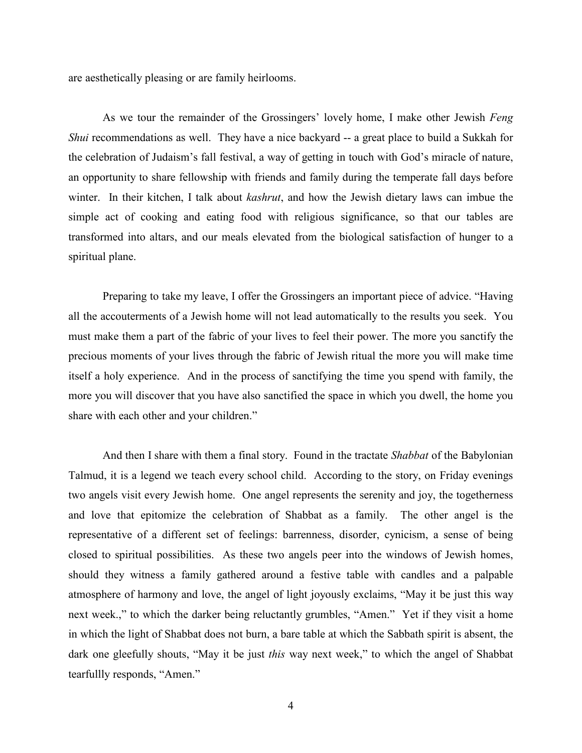are aesthetically pleasing or are family heirlooms.

As we tour the remainder of the Grossingers' lovely home, I make other Jewish *Feng Shui* recommendations as well. They have a nice backyard -- a great place to build a Sukkah for the celebration of Judaism's fall festival, a way of getting in touch with God's miracle of nature, an opportunity to share fellowship with friends and family during the temperate fall days before winter. In their kitchen, I talk about *kashrut*, and how the Jewish dietary laws can imbue the simple act of cooking and eating food with religious significance, so that our tables are transformed into altars, and our meals elevated from the biological satisfaction of hunger to a spiritual plane.

Preparing to take my leave, I offer the Grossingers an important piece of advice. "Having all the accouterments of a Jewish home will not lead automatically to the results you seek. You must make them a part of the fabric of your lives to feel their power. The more you sanctify the precious moments of your lives through the fabric of Jewish ritual the more you will make time itself a holy experience. And in the process of sanctifying the time you spend with family, the more you will discover that you have also sanctified the space in which you dwell, the home you share with each other and your children."

And then I share with them a final story. Found in the tractate *Shabbat* of the Babylonian Talmud, it is a legend we teach every school child. According to the story, on Friday evenings two angels visit every Jewish home. One angel represents the serenity and joy, the togetherness and love that epitomize the celebration of Shabbat as a family. The other angel is the representative of a different set of feelings: barrenness, disorder, cynicism, a sense of being closed to spiritual possibilities. As these two angels peer into the windows of Jewish homes, should they witness a family gathered around a festive table with candles and a palpable atmosphere of harmony and love, the angel of light joyously exclaims, "May it be just this way next week.," to which the darker being reluctantly grumbles, "Amen." Yet if they visit a home in which the light of Shabbat does not burn, a bare table at which the Sabbath spirit is absent, the dark one gleefully shouts, "May it be just *this* way next week," to which the angel of Shabbat tearfullly responds, "Amen."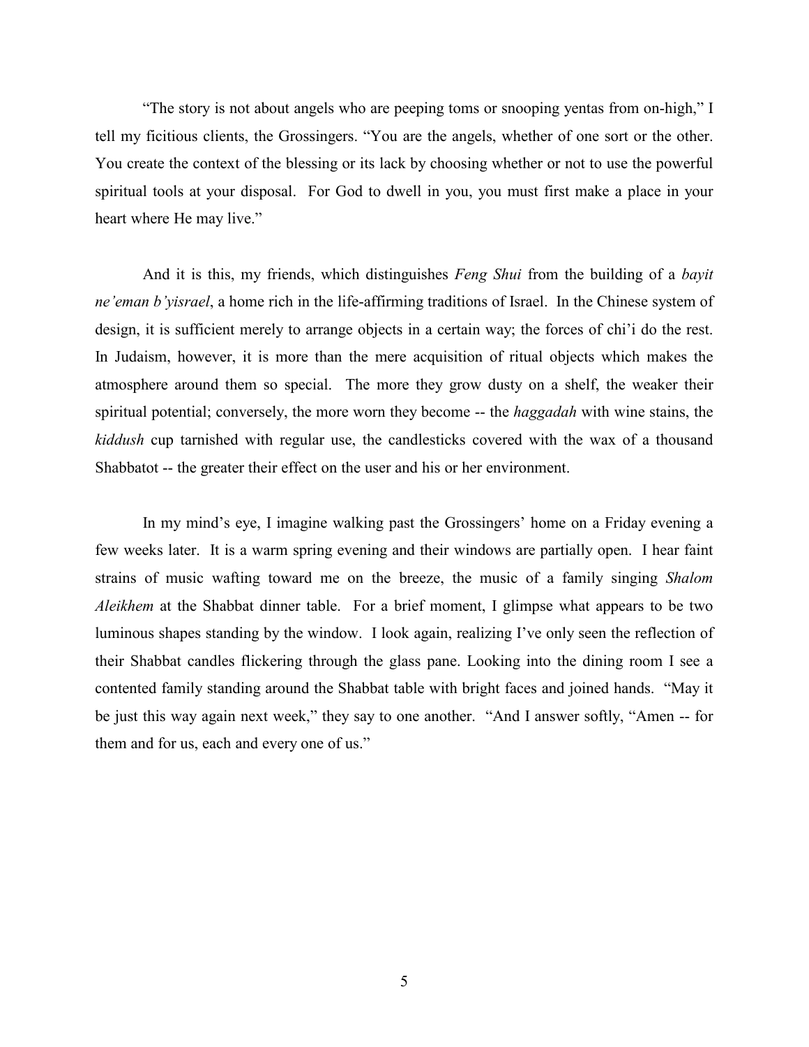"The story is not about angels who are peeping toms or snooping yentas from on-high," I tell my ficitious clients, the Grossingers. "You are the angels, whether of one sort or the other. You create the context of the blessing or its lack by choosing whether or not to use the powerful spiritual tools at your disposal. For God to dwell in you, you must first make a place in your heart where He may live."

And it is this, my friends, which distinguishes *Feng Shui* from the building of a *bayit ne'eman b'yisrael*, a home rich in the life-affirming traditions of Israel. In the Chinese system of design, it is sufficient merely to arrange objects in a certain way; the forces of chi'i do the rest. In Judaism, however, it is more than the mere acquisition of ritual objects which makes the atmosphere around them so special. The more they grow dusty on a shelf, the weaker their spiritual potential; conversely, the more worn they become -- the *haggadah* with wine stains, the *kiddush* cup tarnished with regular use, the candlesticks covered with the wax of a thousand Shabbatot -- the greater their effect on the user and his or her environment.

In my mind's eye, I imagine walking past the Grossingers' home on a Friday evening a few weeks later. It is a warm spring evening and their windows are partially open. I hear faint strains of music wafting toward me on the breeze, the music of a family singing *Shalom Aleikhem* at the Shabbat dinner table. For a brief moment, I glimpse what appears to be two luminous shapes standing by the window. I look again, realizing I've only seen the reflection of their Shabbat candles flickering through the glass pane. Looking into the dining room I see a contented family standing around the Shabbat table with bright faces and joined hands. "May it be just this way again next week," they say to one another. "And I answer softly, "Amen -- for them and for us, each and every one of us."